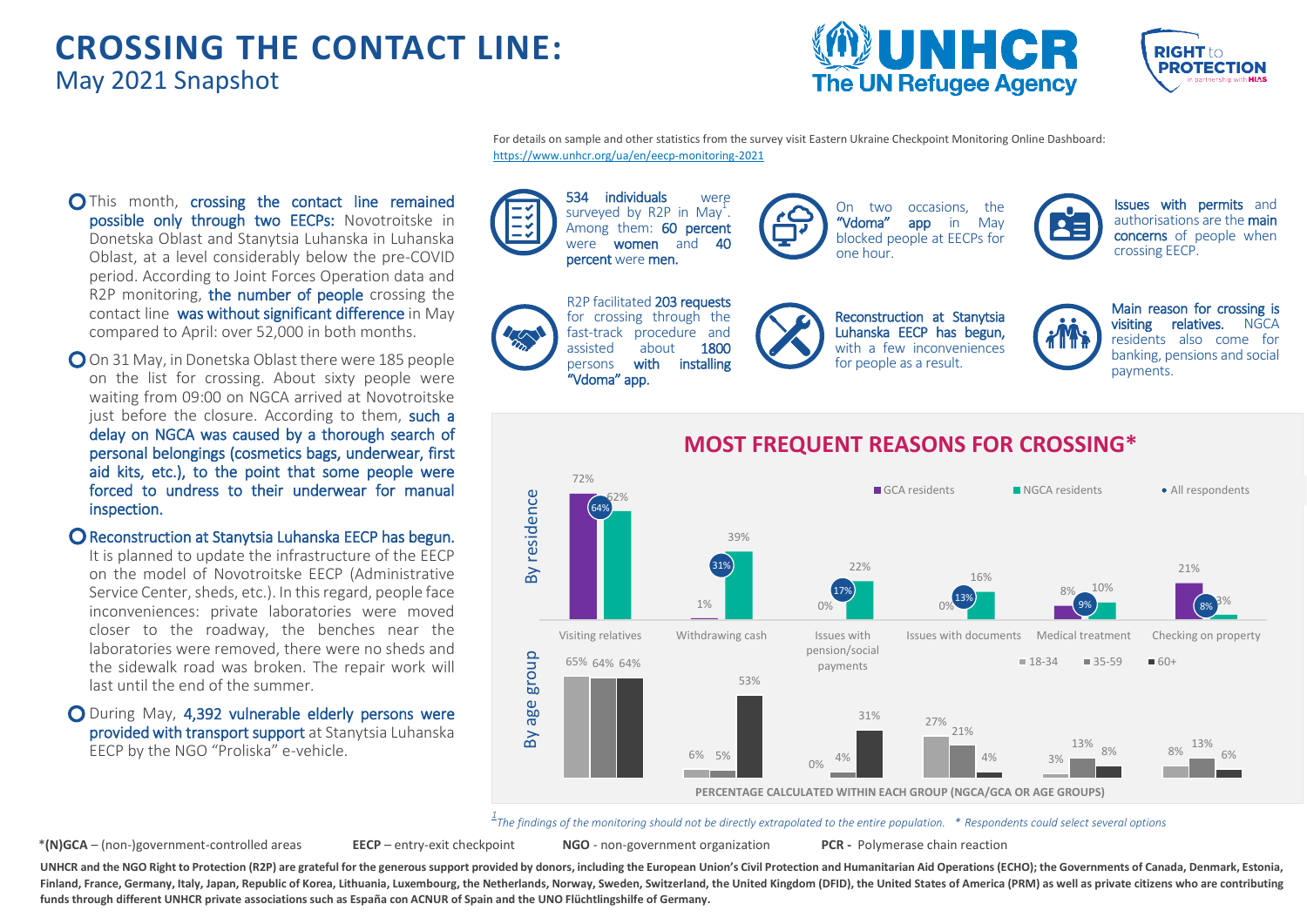# CROSSING THE CONTACT LINE:

## May 2021 Snapshot

For details on sample and other statistics from the survey visit Eastern Ukraine Checkpoint Monitoring Online Dashboard: https://www.unhcr.org/ua/en/eecp-monitoring-2021

- This month, **crossing the contact line remained possible only through two EECPs:** Novotroitske in Donetska Oblast and Stanytsia Luhanska in Luhanska Oblast, at a level considerably below the pre-COVID period. According to Joint Forces Operation data and R2P monitoring, **the number of people** crossing the contact line **was without significant difference** in May compared to April: over 52,000 in both months.
- On 31 May, in Donetska Oblast there were 185 people on the list for crossing. About sixty people were waiting from 09:00 on NGCA arrived at Novotroitske just before the closure. According to them, **such a delay on NGCA was caused by a thorough search of personal belongings (cosmetics bags, underwear, first aid kits, etc.), to the point that some people were forced to undress to their underwear for manual inspection.**
- **Reconstruction at Stanytsia Luhanska EECP has begun.** It is planned to update the infrastructure of the EECP on the model of Novotroitske EECP (Administrative Service Center, sheds, etc.). In this regard, people face inconveniences: private laboratories were moved closer to the roadway, the benches near the laboratories were removed, there were no sheds and the sidewalk road was broken. The repair work will last until the end of the summer.
- During May, **4,392 vulnerable elderly persons were provided with transport support** at Stanytsia Luhanska EECP by the NGO "Proliska" e-vehicle.

**534 individuals** were surveyed by R2P in May[1]. Among them: **60 percent** were **women** and **40 percent** were **men.**

On two occasions, the **"Vdoma" app** in May blocked people at EECPs for one hour.

**Issues with permits** and authorisations are the **main concerns** of people when crossing EECP.

R2P facilitated **203 requests** for crossing through the fast-track procedure and assisted about **1800** persons **with installing "Vdoma" app.**

**Reconstruction at Stanytsia Luhanska EECP has begun,** with a few inconveniences for people as a result.

**Main reason for crossing is visiting relatives.** NGCA residents also come for banking, pensions and social payments.

## MOST FREQUENT REASONS FOR CROSSING*

**By residence**

| Reason | GCA residents | NGCA residents | All respondents |
|---|---|---|---|
| Visiting relatives | 72% | 62% | 64% |
| Withdrawing cash | 1% | 39% | 31% |
| Issues with pension/social payments | 0% | 22% | 17% |
| Issues with documents | 0% | 16% | 13% |
| Medical treatment | 8% | 10% | 9% |
| Checking on property | 21% | 3% | 8% |

**By age group**

| Reason | 18-34 | 35-59 | 60+ |
|---|---|---|---|
| Visiting relatives | 65% | 64% | 64% |
| Withdrawing cash | 6% | 5% | 53% |
| Issues with pension/social payments | 0% | 4% | 31% |
| Issues with documents | 27% | 21% | 4% |
| Medical treatment | 3% | 13% | 8% |
| Checking on property | 8% | 13% | 6% |

PERCENTAGE CALCULATED WITHIN EACH GROUP (NGCA/GCA OR AGE GROUPS)

*[1] The findings of the monitoring should not be directly extrapolated to the entire population. * Respondents could select several options*

***(N)GCA** – (non-)government-controlled areas **EECP** – entry-exit checkpoint **NGO** - non-government organization **PCR -** Polymerase chain reaction

**UNHCR and the NGO Right to Protection (R2P) are grateful for the generous support provided by donors, including the European Union's Civil Protection and Humanitarian Aid Operations (ECHO); the Governments of Canada, Denmark, Estonia, Finland, France, Germany, Italy, Japan, Republic of Korea, Lithuania, Luxembourg, the Netherlands, Norway, Sweden, Switzerland, the United Kingdom (DFID), the United States of America (PRM) as well as private citizens who are contributing funds through different UNHCR private associations such as España con ACNUR of Spain and the UNO Flüchtlingshilfe of Germany.**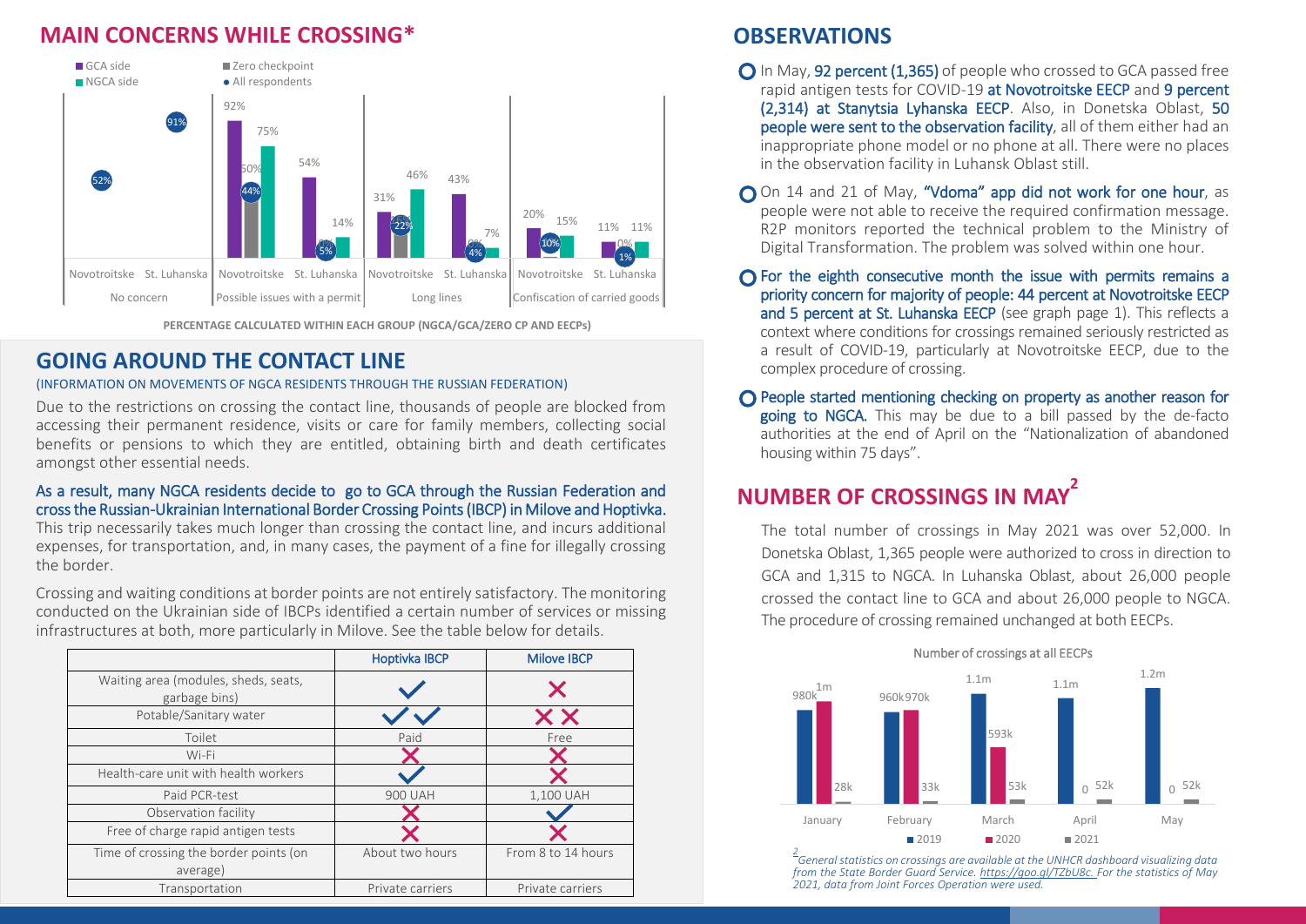## MAIN CONCERNS WHILE CROSSING*

GCA side
NGCA side
Zero checkpoint
All respondents

91%
52%
92%
75%
50%
44%
54%
14%
5%
31%
22%
46%
43%
7%
4%
20%
15%
10%
11%
11%
0%
1%

Novotroitske St. Luhanska | Novotroitske St. Luhanska | Novotroitske St. Luhanska | Novotroitske St. Luhanska
No concern | Possible issues with a permit | Long lines | Confiscation of carried goods

PERCENTAGE CALCULATED WITHIN EACH GROUP (NGCA/GCA/ZERO CP AND EECPs)

## GOING AROUND THE CONTACT LINE

(INFORMATION ON MOVEMENTS OF NGCA RESIDENTS THROUGH THE RUSSIAN FEDERATION)

Due to the restrictions on crossing the contact line, thousands of people are blocked from accessing their permanent residence, visits or care for family members, collecting social benefits or pensions to which they are entitled, obtaining birth and death certificates amongst other essential needs.

As a result, many NGCA residents decide to go to GCA through the Russian Federation and cross the Russian-Ukrainian International Border Crossing Points (IBCP) in Milove and Hoptivka. This trip necessarily takes much longer than crossing the contact line, and incurs additional expenses, for transportation, and, in many cases, the payment of a fine for illegally crossing the border.

Crossing and waiting conditions at border points are not entirely satisfactory. The monitoring conducted on the Ukrainian side of IBCPs identified a certain number of services or missing infrastructures at both, more particularly in Milove. See the table below for details.

| | Hoptivka IBCP | Milove IBCP |
|---|---|---|
| Waiting area (modules, sheds, seats, garbage bins) | ✓ | ✗ |
| Potable/Sanitary water | ✓✓ | ✗✗ |
| Toilet | Paid | Free |
| Wi-Fi | ✗ | ✗ |
| Health-care unit with health workers | ✓ | ✗ |
| Paid PCR-test | 900 UAH | 1,100 UAH |
| Observation facility | ✗ | ✓ |
| Free of charge rapid antigen tests | ✗ | ✗ |
| Time of crossing the border points (on average) | About two hours | From 8 to 14 hours |
| Transportation | Private carriers | Private carriers |

## OBSERVATIONS

- In May, 92 percent (1,365) of people who crossed to GCA passed free rapid antigen tests for COVID-19 at Novotroitske EECP and 9 percent (2,314) at Stanytsia Lyhanska EECP. Also, in Donetska Oblast, 50 people were sent to the observation facility, all of them either had an inappropriate phone model or no phone at all. There were no places in the observation facility in Luhansk Oblast still.
- On 14 and 21 of May, "Vdoma" app did not work for one hour, as people were not able to receive the required confirmation message. R2P monitors reported the technical problem to the Ministry of Digital Transformation. The problem was solved within one hour.
- For the eighth consecutive month the issue with permits remains a priority concern for majority of people: 44 percent at Novotroitske EECP and 5 percent at St. Luhanska EECP (see graph page 1). This reflects a context where conditions for crossings remained seriously restricted as a result of COVID-19, particularly at Novotroitske EECP, due to the complex procedure of crossing.
- People started mentioning checking on property as another reason for going to NGCA. This may be due to a bill passed by the de-facto authorities at the end of April on the "Nationalization of abandoned housing within 75 days".

## NUMBER OF CROSSINGS IN MAY[2]

The total number of crossings in May 2021 was over 52,000. In Donetska Oblast, 1,365 people were authorized to cross in direction to GCA and 1,315 to NGCA. In Luhanska Oblast, about 26,000 people crossed the contact line to GCA and about 26,000 people to NGCA. The procedure of crossing remained unchanged at both EECPs.

Number of crossings at all EECPs

980k 1m 28k
960k 970k 33k
1.1m 593k 53k
1.1m 0 52k
1.2m 0 52k

January February March April May

2019 2020 2021

[2] General statistics on crossings are available at the UNHCR dashboard visualizing data from the State Border Guard Service. https://goo.gl/TZbU8c. For the statistics of May 2021, data from Joint Forces Operation were used.